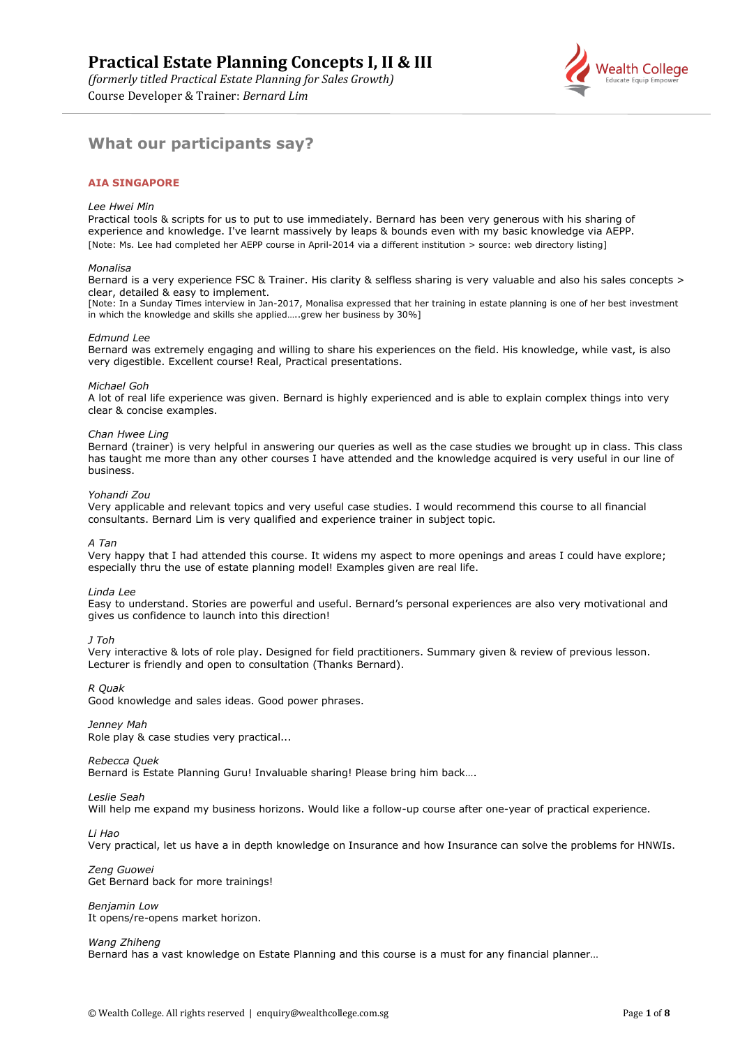# Practical Estate Planning Concepts I, II & III

*(formerly titled Practical Estate Planning for Sales Growth)*

Course Developer & Trainer: *Bernard Lim*

## What our participants say?

### AIA SINGAPORE

*Lee Hwei Min*
Practical tools & scripts for us to put to use immediately. Bernard has been very generous with his sharing of experience and knowledge. I've learnt massively by leaps & bounds even with my basic knowledge via AEPP.
[Note: Ms. Lee had completed her AEPP course in April-2014 via a different institution > source: web directory listing]

*Monalisa*
Bernard is a very experience FSC & Trainer. His clarity & selfless sharing is very valuable and also his sales concepts > clear, detailed & easy to implement.
[Note: In a Sunday Times interview in Jan-2017, Monalisa expressed that her training in estate planning is one of her best investment in which the knowledge and skills she applied…..grew her business by 30%]

*Edmund Lee*
Bernard was extremely engaging and willing to share his experiences on the field. His knowledge, while vast, is also very digestible. Excellent course! Real, Practical presentations.

*Michael Goh*
A lot of real life experience was given. Bernard is highly experienced and is able to explain complex things into very clear & concise examples.

*Chan Hwee Ling*
Bernard (trainer) is very helpful in answering our queries as well as the case studies we brought up in class. This class has taught me more than any other courses I have attended and the knowledge acquired is very useful in our line of business.

*Yohandi Zou*
Very applicable and relevant topics and very useful case studies. I would recommend this course to all financial consultants. Bernard Lim is very qualified and experience trainer in subject topic.

*A Tan*
Very happy that I had attended this course. It widens my aspect to more openings and areas I could have explore; especially thru the use of estate planning model! Examples given are real life.

*Linda Lee*
Easy to understand. Stories are powerful and useful. Bernard's personal experiences are also very motivational and gives us confidence to launch into this direction!

*J Toh*
Very interactive & lots of role play. Designed for field practitioners. Summary given & review of previous lesson. Lecturer is friendly and open to consultation (Thanks Bernard).

*R Quak*
Good knowledge and sales ideas. Good power phrases.

*Jenney Mah*
Role play & case studies very practical...

*Rebecca Quek*
Bernard is Estate Planning Guru! Invaluable sharing! Please bring him back….

*Leslie Seah*
Will help me expand my business horizons. Would like a follow-up course after one-year of practical experience.

*Li Hao*
Very practical, let us have a in depth knowledge on Insurance and how Insurance can solve the problems for HNWIs.

*Zeng Guowei*
Get Bernard back for more trainings!

*Benjamin Low*
It opens/re-opens market horizon.

*Wang Zhiheng*
Bernard has a vast knowledge on Estate Planning and this course is a must for any financial planner…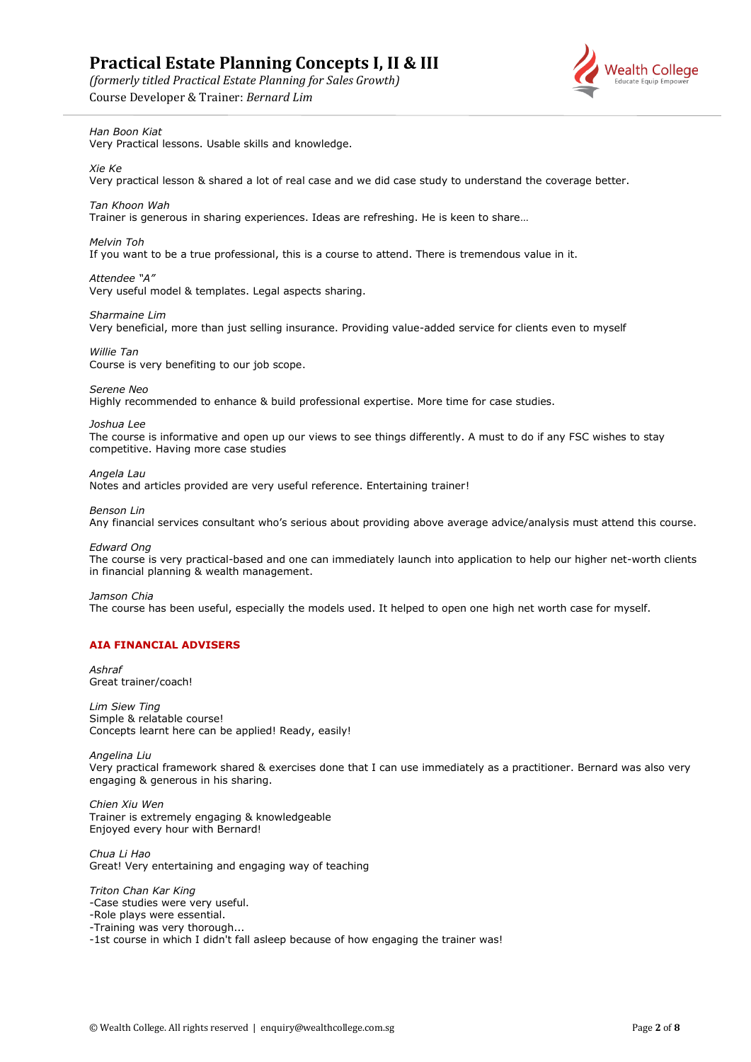*Han Boon Kiat*
Very Practical lessons. Usable skills and knowledge.

*Xie Ke*
Very practical lesson & shared a lot of real case and we did case study to understand the coverage better.

*Tan Khoon Wah*
Trainer is generous in sharing experiences. Ideas are refreshing. He is keen to share…

*Melvin Toh*
If you want to be a true professional, this is a course to attend. There is tremendous value in it.

*Attendee "A"*
Very useful model & templates. Legal aspects sharing.

*Sharmaine Lim*
Very beneficial, more than just selling insurance. Providing value-added service for clients even to myself

*Willie Tan*
Course is very benefiting to our job scope.

*Serene Neo*
Highly recommended to enhance & build professional expertise. More time for case studies.

*Joshua Lee*
The course is informative and open up our views to see things differently. A must to do if any FSC wishes to stay competitive. Having more case studies

*Angela Lau*
Notes and articles provided are very useful reference. Entertaining trainer!

*Benson Lin*
Any financial services consultant who's serious about providing above average advice/analysis must attend this course.

*Edward Ong*
The course is very practical-based and one can immediately launch into application to help our higher net-worth clients in financial planning & wealth management.

*Jamson Chia*
The course has been useful, especially the models used. It helped to open one high net worth case for myself.

**AIA FINANCIAL ADVISERS**

*Ashraf*
Great trainer/coach!

*Lim Siew Ting*
Simple & relatable course!
Concepts learnt here can be applied! Ready, easily!

*Angelina Liu*
Very practical framework shared & exercises done that I can use immediately as a practitioner. Bernard was also very engaging & generous in his sharing.

*Chien Xiu Wen*
Trainer is extremely engaging & knowledgeable
Enjoyed every hour with Bernard!

*Chua Li Hao*
Great! Very entertaining and engaging way of teaching

*Triton Chan Kar King*
-Case studies were very useful.
-Role plays were essential.
-Training was very thorough...
-1st course in which I didn't fall asleep because of how engaging the trainer was!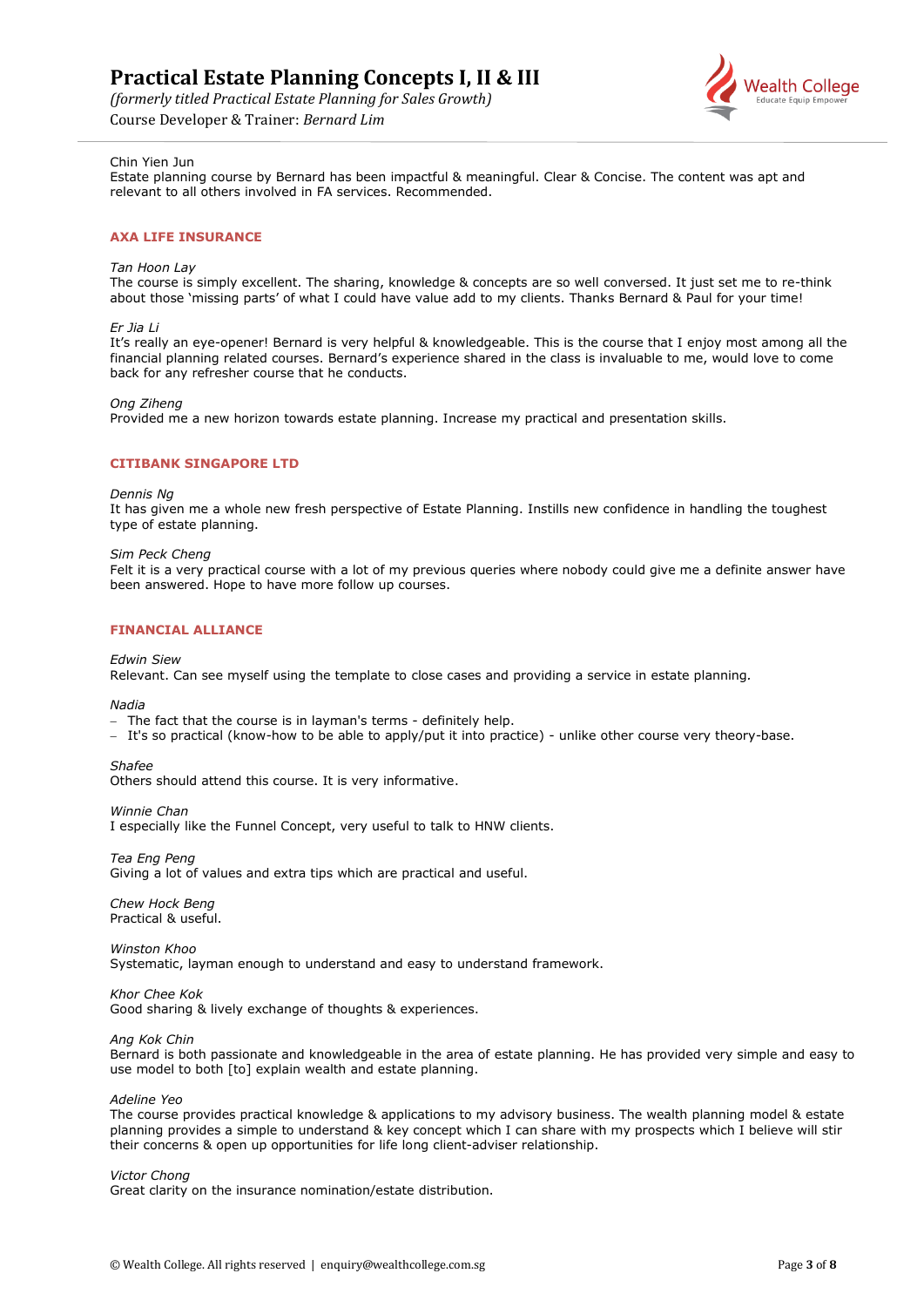Chin Yien Jun
Estate planning course by Bernard has been impactful & meaningful. Clear & Concise. The content was apt and relevant to all others involved in FA services. Recommended.

### AXA LIFE INSURANCE

*Tan Hoon Lay*
The course is simply excellent. The sharing, knowledge & concepts are so well conversed. It just set me to re-think about those 'missing parts' of what I could have value add to my clients. Thanks Bernard & Paul for your time!

*Er Jia Li*
It's really an eye-opener! Bernard is very helpful & knowledgeable. This is the course that I enjoy most among all the financial planning related courses. Bernard's experience shared in the class is invaluable to me, would love to come back for any refresher course that he conducts.

*Ong Ziheng*
Provided me a new horizon towards estate planning. Increase my practical and presentation skills.

### CITIBANK SINGAPORE LTD

*Dennis Ng*
It has given me a whole new fresh perspective of Estate Planning. Instills new confidence in handling the toughest type of estate planning.

*Sim Peck Cheng*
Felt it is a very practical course with a lot of my previous queries where nobody could give me a definite answer have been answered. Hope to have more follow up courses.

### FINANCIAL ALLIANCE

*Edwin Siew*
Relevant. Can see myself using the template to close cases and providing a service in estate planning.

*Nadia*
- The fact that the course is in layman's terms - definitely help.
- It's so practical (know-how to be able to apply/put it into practice) - unlike other course very theory-base.

*Shafee*
Others should attend this course. It is very informative.

*Winnie Chan*
I especially like the Funnel Concept, very useful to talk to HNW clients.

*Tea Eng Peng*
Giving a lot of values and extra tips which are practical and useful.

*Chew Hock Beng*
Practical & useful.

*Winston Khoo*
Systematic, layman enough to understand and easy to understand framework.

*Khor Chee Kok*
Good sharing & lively exchange of thoughts & experiences.

*Ang Kok Chin*
Bernard is both passionate and knowledgeable in the area of estate planning. He has provided very simple and easy to use model to both [to] explain wealth and estate planning.

*Adeline Yeo*
The course provides practical knowledge & applications to my advisory business. The wealth planning model & estate planning provides a simple to understand & key concept which I can share with my prospects which I believe will stir their concerns & open up opportunities for life long client-adviser relationship.

*Victor Chong*
Great clarity on the insurance nomination/estate distribution.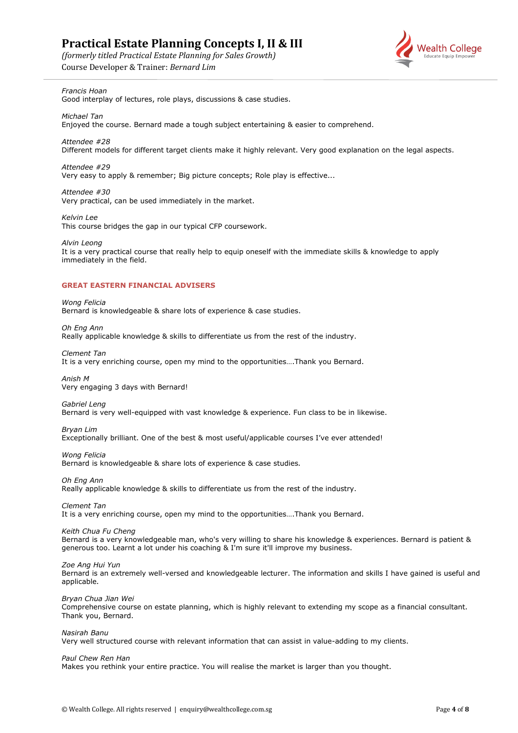*Francis Hoan*
Good interplay of lectures, role plays, discussions & case studies.

*Michael Tan*
Enjoyed the course. Bernard made a tough subject entertaining & easier to comprehend.

*Attendee #28*
Different models for different target clients make it highly relevant. Very good explanation on the legal aspects.

*Attendee #29*
Very easy to apply & remember; Big picture concepts; Role play is effective...

*Attendee #30*
Very practical, can be used immediately in the market.

*Kelvin Lee*
This course bridges the gap in our typical CFP coursework.

*Alvin Leong*
It is a very practical course that really help to equip oneself with the immediate skills & knowledge to apply immediately in the field.

### GREAT EASTERN FINANCIAL ADVISERS

*Wong Felicia*
Bernard is knowledgeable & share lots of experience & case studies.

*Oh Eng Ann*
Really applicable knowledge & skills to differentiate us from the rest of the industry.

*Clement Tan*
It is a very enriching course, open my mind to the opportunities….Thank you Bernard.

*Anish M*
Very engaging 3 days with Bernard!

*Gabriel Leng*
Bernard is very well-equipped with vast knowledge & experience. Fun class to be in likewise.

*Bryan Lim*
Exceptionally brilliant. One of the best & most useful/applicable courses I've ever attended!

*Wong Felicia*
Bernard is knowledgeable & share lots of experience & case studies.

*Oh Eng Ann*
Really applicable knowledge & skills to differentiate us from the rest of the industry.

*Clement Tan*
It is a very enriching course, open my mind to the opportunities….Thank you Bernard.

*Keith Chua Fu Cheng*
Bernard is a very knowledgeable man, who's very willing to share his knowledge & experiences. Bernard is patient & generous too. Learnt a lot under his coaching & I'm sure it'll improve my business.

*Zoe Ang Hui Yun*
Bernard is an extremely well-versed and knowledgeable lecturer. The information and skills I have gained is useful and applicable.

*Bryan Chua Jian Wei*
Comprehensive course on estate planning, which is highly relevant to extending my scope as a financial consultant. Thank you, Bernard.

*Nasirah Banu*
Very well structured course with relevant information that can assist in value-adding to my clients.

*Paul Chew Ren Han*
Makes you rethink your entire practice. You will realise the market is larger than you thought.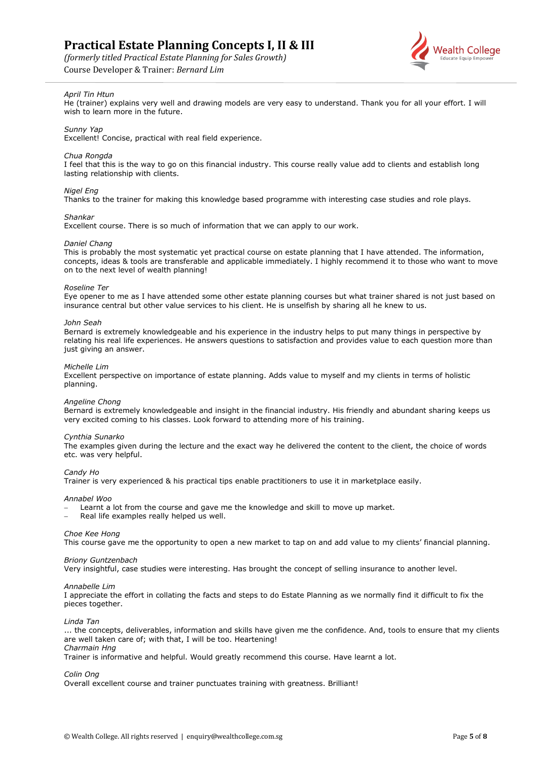*April Tin Htun*
He (trainer) explains very well and drawing models are very easy to understand. Thank you for all your effort. I will wish to learn more in the future.

*Sunny Yap*
Excellent! Concise, practical with real field experience.

*Chua Rongda*
I feel that this is the way to go on this financial industry. This course really value add to clients and establish long lasting relationship with clients.

*Nigel Eng*
Thanks to the trainer for making this knowledge based programme with interesting case studies and role plays.

*Shankar*
Excellent course. There is so much of information that we can apply to our work.

*Daniel Chang*
This is probably the most systematic yet practical course on estate planning that I have attended. The information, concepts, ideas & tools are transferable and applicable immediately. I highly recommend it to those who want to move on to the next level of wealth planning!

*Roseline Ter*
Eye opener to me as I have attended some other estate planning courses but what trainer shared is not just based on insurance central but other value services to his client. He is unselfish by sharing all he knew to us.

*John Seah*
Bernard is extremely knowledgeable and his experience in the industry helps to put many things in perspective by relating his real life experiences. He answers questions to satisfaction and provides value to each question more than just giving an answer.

*Michelle Lim*
Excellent perspective on importance of estate planning. Adds value to myself and my clients in terms of holistic planning.

*Angeline Chong*
Bernard is extremely knowledgeable and insight in the financial industry. His friendly and abundant sharing keeps us very excited coming to his classes. Look forward to attending more of his training.

*Cynthia Sunarko*
The examples given during the lecture and the exact way he delivered the content to the client, the choice of words etc. was very helpful.

*Candy Ho*
Trainer is very experienced & his practical tips enable practitioners to use it in marketplace easily.

*Annabel Woo*

- Learnt a lot from the course and gave me the knowledge and skill to move up market.
- Real life examples really helped us well.

*Choe Kee Hong*
This course gave me the opportunity to open a new market to tap on and add value to my clients' financial planning.

*Briony Guntzenbach*
Very insightful, case studies were interesting. Has brought the concept of selling insurance to another level.

*Annabelle Lim*
I appreciate the effort in collating the facts and steps to do Estate Planning as we normally find it difficult to fix the pieces together.

*Linda Tan*
... the concepts, deliverables, information and skills have given me the confidence. And, tools to ensure that my clients are well taken care of; with that, I will be too. Heartening!

*Charmain Hng*
Trainer is informative and helpful. Would greatly recommend this course. Have learnt a lot.

*Colin Ong*
Overall excellent course and trainer punctuates training with greatness. Brilliant!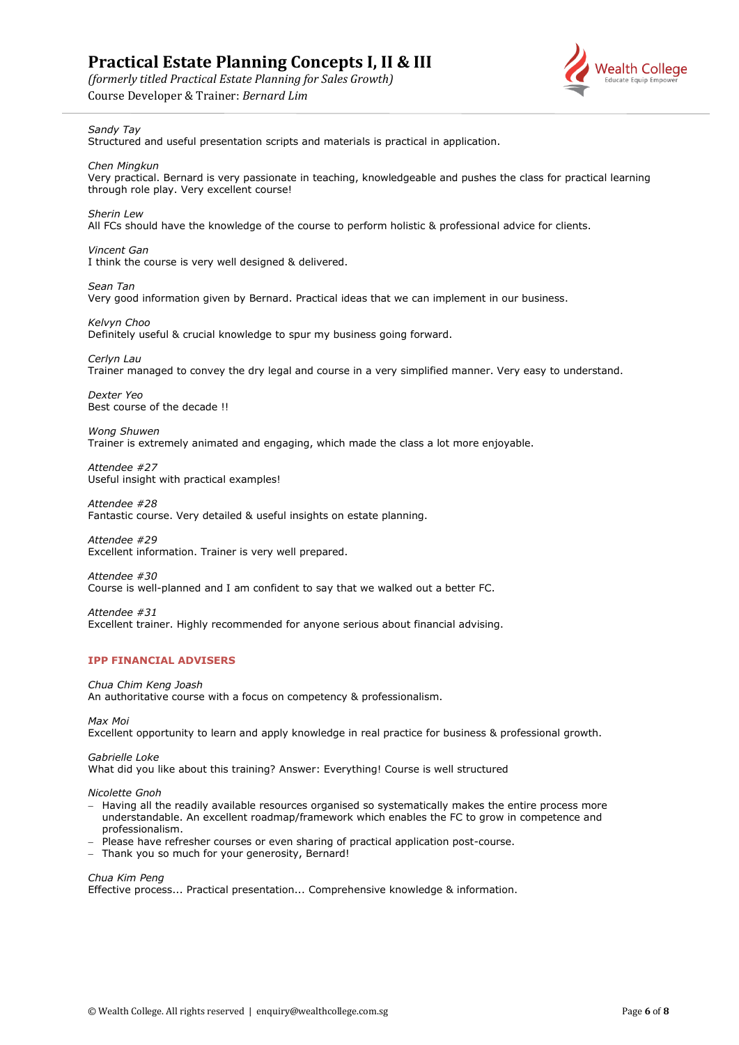*Sandy Tay*
Structured and useful presentation scripts and materials is practical in application.

*Chen Mingkun*
Very practical. Bernard is very passionate in teaching, knowledgeable and pushes the class for practical learning through role play. Very excellent course!

*Sherin Lew*
All FCs should have the knowledge of the course to perform holistic & professional advice for clients.

*Vincent Gan*
I think the course is very well designed & delivered.

*Sean Tan*
Very good information given by Bernard. Practical ideas that we can implement in our business.

*Kelvyn Choo*
Definitely useful & crucial knowledge to spur my business going forward.

*Cerlyn Lau*
Trainer managed to convey the dry legal and course in a very simplified manner. Very easy to understand.

*Dexter Yeo*
Best course of the decade !!

*Wong Shuwen*
Trainer is extremely animated and engaging, which made the class a lot more enjoyable.

*Attendee #27*
Useful insight with practical examples!

*Attendee #28*
Fantastic course. Very detailed & useful insights on estate planning.

*Attendee #29*
Excellent information. Trainer is very well prepared.

*Attendee #30*
Course is well-planned and I am confident to say that we walked out a better FC.

*Attendee #31*
Excellent trainer. Highly recommended for anyone serious about financial advising.

**IPP FINANCIAL ADVISERS**

*Chua Chim Keng Joash*
An authoritative course with a focus on competency & professionalism.

*Max Moi*
Excellent opportunity to learn and apply knowledge in real practice for business & professional growth.

*Gabrielle Loke*
What did you like about this training? Answer: Everything! Course is well structured

*Nicolette Gnoh*

- Having all the readily available resources organised so systematically makes the entire process more understandable. An excellent roadmap/framework which enables the FC to grow in competence and professionalism.
- Please have refresher courses or even sharing of practical application post-course.
- Thank you so much for your generosity, Bernard!

*Chua Kim Peng*
Effective process... Practical presentation... Comprehensive knowledge & information.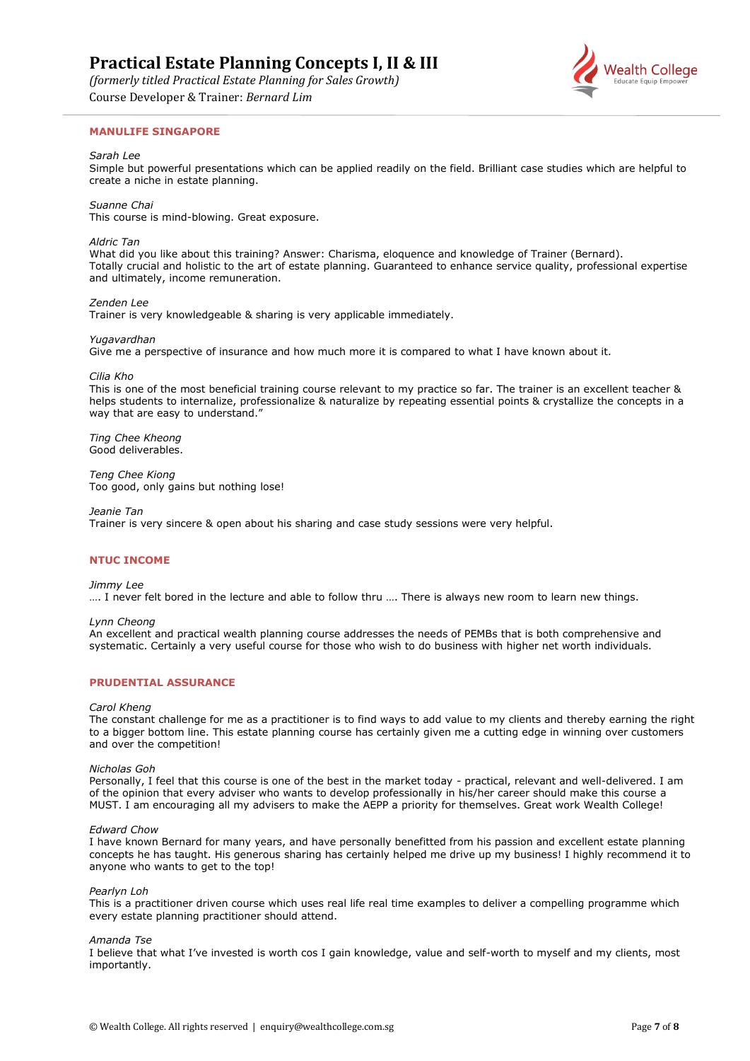### MANULIFE SINGAPORE

*Sarah Lee*
Simple but powerful presentations which can be applied readily on the field. Brilliant case studies which are helpful to create a niche in estate planning.

*Suanne Chai*
This course is mind-blowing. Great exposure.

*Aldric Tan*
What did you like about this training? Answer: Charisma, eloquence and knowledge of Trainer (Bernard). Totally crucial and holistic to the art of estate planning. Guaranteed to enhance service quality, professional expertise and ultimately, income remuneration.

*Zenden Lee*
Trainer is very knowledgeable & sharing is very applicable immediately.

*Yugavardhan*
Give me a perspective of insurance and how much more it is compared to what I have known about it.

*Cilia Kho*
This is one of the most beneficial training course relevant to my practice so far. The trainer is an excellent teacher & helps students to internalize, professionalize & naturalize by repeating essential points & crystallize the concepts in a way that are easy to understand."

*Ting Chee Kheong*
Good deliverables.

*Teng Chee Kiong*
Too good, only gains but nothing lose!

*Jeanie Tan*
Trainer is very sincere & open about his sharing and case study sessions were very helpful.

### NTUC INCOME

*Jimmy Lee*
…. I never felt bored in the lecture and able to follow thru …. There is always new room to learn new things.

*Lynn Cheong*
An excellent and practical wealth planning course addresses the needs of PEMBs that is both comprehensive and systematic. Certainly a very useful course for those who wish to do business with higher net worth individuals.

### PRUDENTIAL ASSURANCE

*Carol Kheng*
The constant challenge for me as a practitioner is to find ways to add value to my clients and thereby earning the right to a bigger bottom line. This estate planning course has certainly given me a cutting edge in winning over customers and over the competition!

*Nicholas Goh*
Personally, I feel that this course is one of the best in the market today - practical, relevant and well-delivered. I am of the opinion that every adviser who wants to develop professionally in his/her career should make this course a MUST. I am encouraging all my advisers to make the AEPP a priority for themselves. Great work Wealth College!

*Edward Chow*
I have known Bernard for many years, and have personally benefitted from his passion and excellent estate planning concepts he has taught. His generous sharing has certainly helped me drive up my business! I highly recommend it to anyone who wants to get to the top!

*Pearlyn Loh*
This is a practitioner driven course which uses real life real time examples to deliver a compelling programme which every estate planning practitioner should attend.

*Amanda Tse*
I believe that what I've invested is worth cos I gain knowledge, value and self-worth to myself and my clients, most importantly.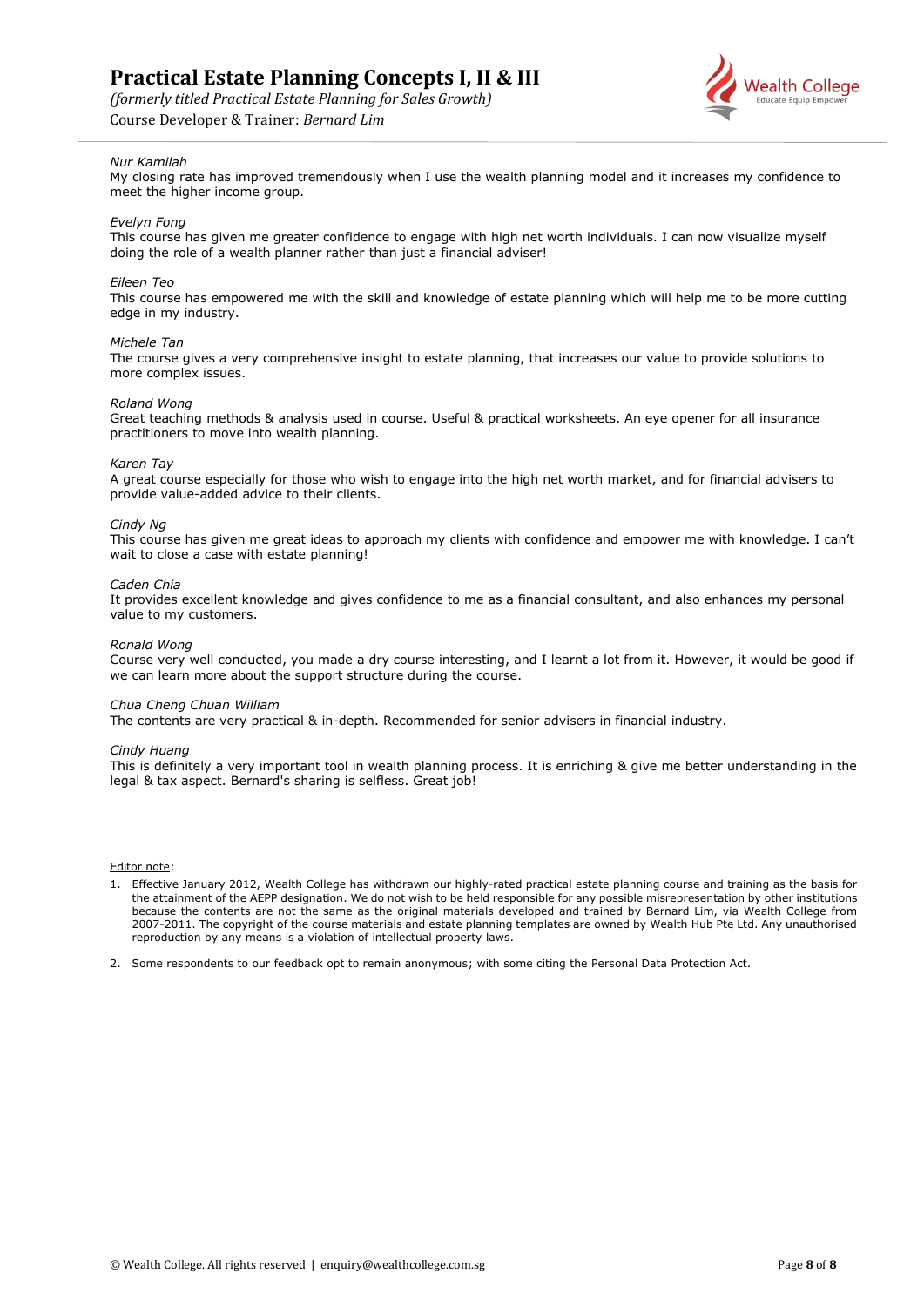*Nur Kamilah*
My closing rate has improved tremendously when I use the wealth planning model and it increases my confidence to meet the higher income group.

*Evelyn Fong*
This course has given me greater confidence to engage with high net worth individuals. I can now visualize myself doing the role of a wealth planner rather than just a financial adviser!

*Eileen Teo*
This course has empowered me with the skill and knowledge of estate planning which will help me to be more cutting edge in my industry.

*Michele Tan*
The course gives a very comprehensive insight to estate planning, that increases our value to provide solutions to more complex issues.

*Roland Wong*
Great teaching methods & analysis used in course. Useful & practical worksheets. An eye opener for all insurance practitioners to move into wealth planning.

*Karen Tay*
A great course especially for those who wish to engage into the high net worth market, and for financial advisers to provide value-added advice to their clients.

*Cindy Ng*
This course has given me great ideas to approach my clients with confidence and empower me with knowledge. I can't wait to close a case with estate planning!

*Caden Chia*
It provides excellent knowledge and gives confidence to me as a financial consultant, and also enhances my personal value to my customers.

*Ronald Wong*
Course very well conducted, you made a dry course interesting, and I learnt a lot from it. However, it would be good if we can learn more about the support structure during the course.

*Chua Cheng Chuan William*
The contents are very practical & in-depth. Recommended for senior advisers in financial industry.

*Cindy Huang*
This is definitely a very important tool in wealth planning process. It is enriching & give me better understanding in the legal & tax aspect. Bernard's sharing is selfless. Great job!

Editor note:

1. Effective January 2012, Wealth College has withdrawn our highly-rated practical estate planning course and training as the basis for the attainment of the AEPP designation. We do not wish to be held responsible for any possible misrepresentation by other institutions because the contents are not the same as the original materials developed and trained by Bernard Lim, via Wealth College from 2007-2011. The copyright of the course materials and estate planning templates are owned by Wealth Hub Pte Ltd. Any unauthorised reproduction by any means is a violation of intellectual property laws.

2. Some respondents to our feedback opt to remain anonymous; with some citing the Personal Data Protection Act.